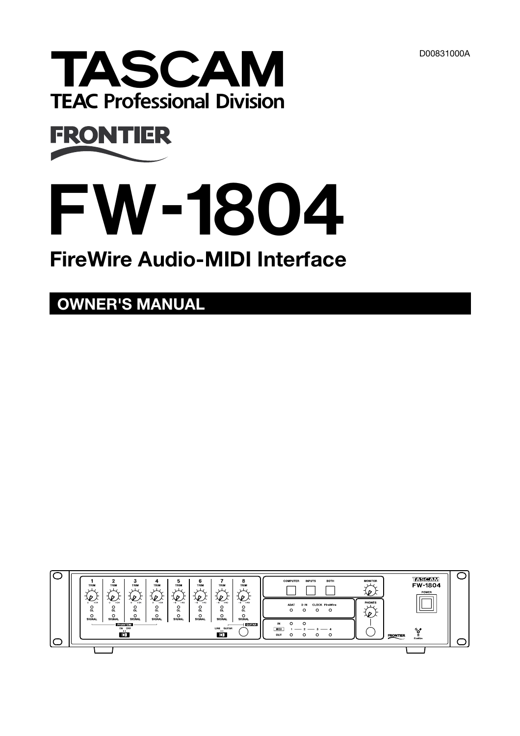D00831000A

# TASCAM

TEAC Professional Division

FRONTIER

# FW-1804

## FireWire Audio-MIDI Interface

## OWNER'S MANUAL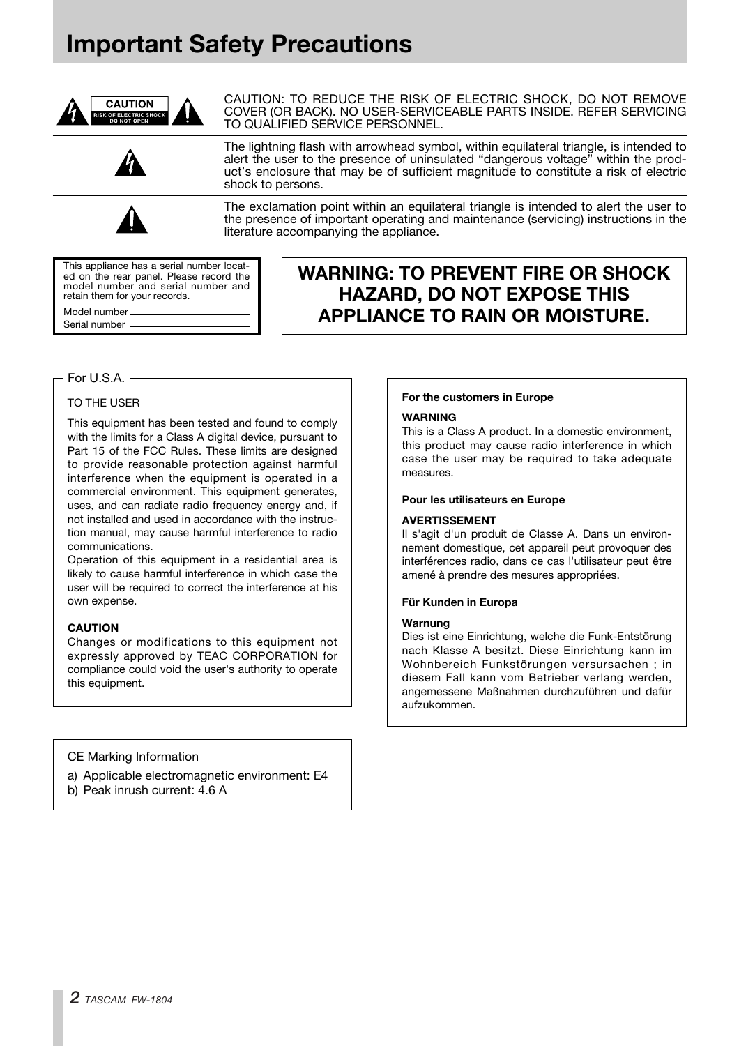# Important Safety Precautions

CAUTION: TO REDUCE THE RISK OF ELECTRIC SHOCK, DO NOT REMOVE COVER (OR BACK). NO USER-SERVICEABLE PARTS INSIDE. REFER SERVICING TO QUALIFIED SERVICE PERSONNEL.

The lightning flash with arrowhead symbol, within equilateral triangle, is intended to alert the user to the presence of uninsulated "dangerous voltage" within the product's enclosure that may be of sufficient magnitude to constitute a risk of electric shock to persons.

The exclamation point within an equilateral triangle is intended to alert the user to the presence of important operating and maintenance (servicing) instructions in the literature accompanying the appliance.

This appliance has a serial number located on the rear panel. Please record the model number and serial number and retain them for your records.

Model number ______________________

Serial number ______________________

## WARNING: TO PREVENT FIRE OR SHOCK HAZARD, DO NOT EXPOSE THIS APPLIANCE TO RAIN OR MOISTURE.

For U.S.A.

TO THE USER

This equipment has been tested and found to comply with the limits for a Class A digital device, pursuant to Part 15 of the FCC Rules. These limits are designed to provide reasonable protection against harmful interference when the equipment is operated in a commercial environment. This equipment generates, uses, and can radiate radio frequency energy and, if not installed and used in accordance with the instruction manual, may cause harmful interference to radio communications.

Operation of this equipment in a residential area is likely to cause harmful interference in which case the user will be required to correct the interference at his own expense.

**CAUTION**

Changes or modifications to this equipment not expressly approved by TEAC CORPORATION for compliance could void the user's authority to operate this equipment.

**For the customers in Europe**

**WARNING**

This is a Class A product. In a domestic environment, this product may cause radio interference in which case the user may be required to take adequate measures.

**Pour les utilisateurs en Europe**

**AVERTISSEMENT**

Il s'agit d'un produit de Classe A. Dans un environnement domestique, cet appareil peut provoquer des interférences radio, dans ce cas l'utilisateur peut être amené à prendre des mesures appropriées.

**Für Kunden in Europa**

**Warnung**

Dies ist eine Einrichtung, welche die Funk-Entstörung nach Klasse A besitzt. Diese Einrichtung kann im Wohnbereich Funkstörungen versursachen ; in diesem Fall kann vom Betrieber verlang werden, angemessene Maßnahmen durchzuführen und dafür aufzukommen.

CE Marking Information

a) Applicable electromagnetic environment: E4
b) Peak inrush current: 4.6 A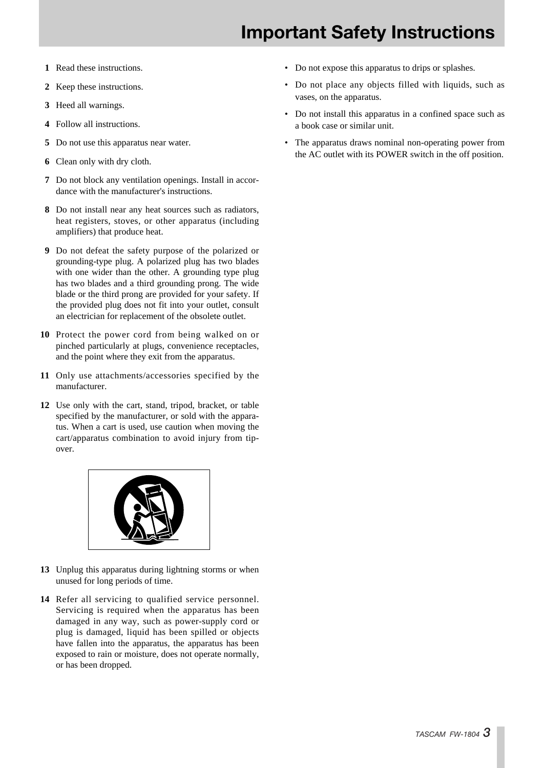# Important Safety Instructions

1. Read these instructions.
2. Keep these instructions.
3. Heed all warnings.
4. Follow all instructions.
5. Do not use this apparatus near water.
6. Clean only with dry cloth.
7. Do not block any ventilation openings. Install in accordance with the manufacturer's instructions.
8. Do not install near any heat sources such as radiators, heat registers, stoves, or other apparatus (including amplifiers) that produce heat.
9. Do not defeat the safety purpose of the polarized or grounding-type plug. A polarized plug has two blades with one wider than the other. A grounding type plug has two blades and a third grounding prong. The wide blade or the third prong are provided for your safety. If the provided plug does not fit into your outlet, consult an electrician for replacement of the obsolete outlet.
10. Protect the power cord from being walked on or pinched particularly at plugs, convenience receptacles, and the point where they exit from the apparatus.
11. Only use attachments/accessories specified by the manufacturer.
12. Use only with the cart, stand, tripod, bracket, or table specified by the manufacturer, or sold with the apparatus. When a cart is used, use caution when moving the cart/apparatus combination to avoid injury from tip-over.
13. Unplug this apparatus during lightning storms or when unused for long periods of time.
14. Refer all servicing to qualified service personnel. Servicing is required when the apparatus has been damaged in any way, such as power-supply cord or plug is damaged, liquid has been spilled or objects have fallen into the apparatus, the apparatus has been exposed to rain or moisture, does not operate normally, or has been dropped.

- Do not expose this apparatus to drips or splashes.
- Do not place any objects filled with liquids, such as vases, on the apparatus.
- Do not install this apparatus in a confined space such as a book case or similar unit.
- The apparatus draws nominal non-operating power from the AC outlet with its POWER switch in the off position.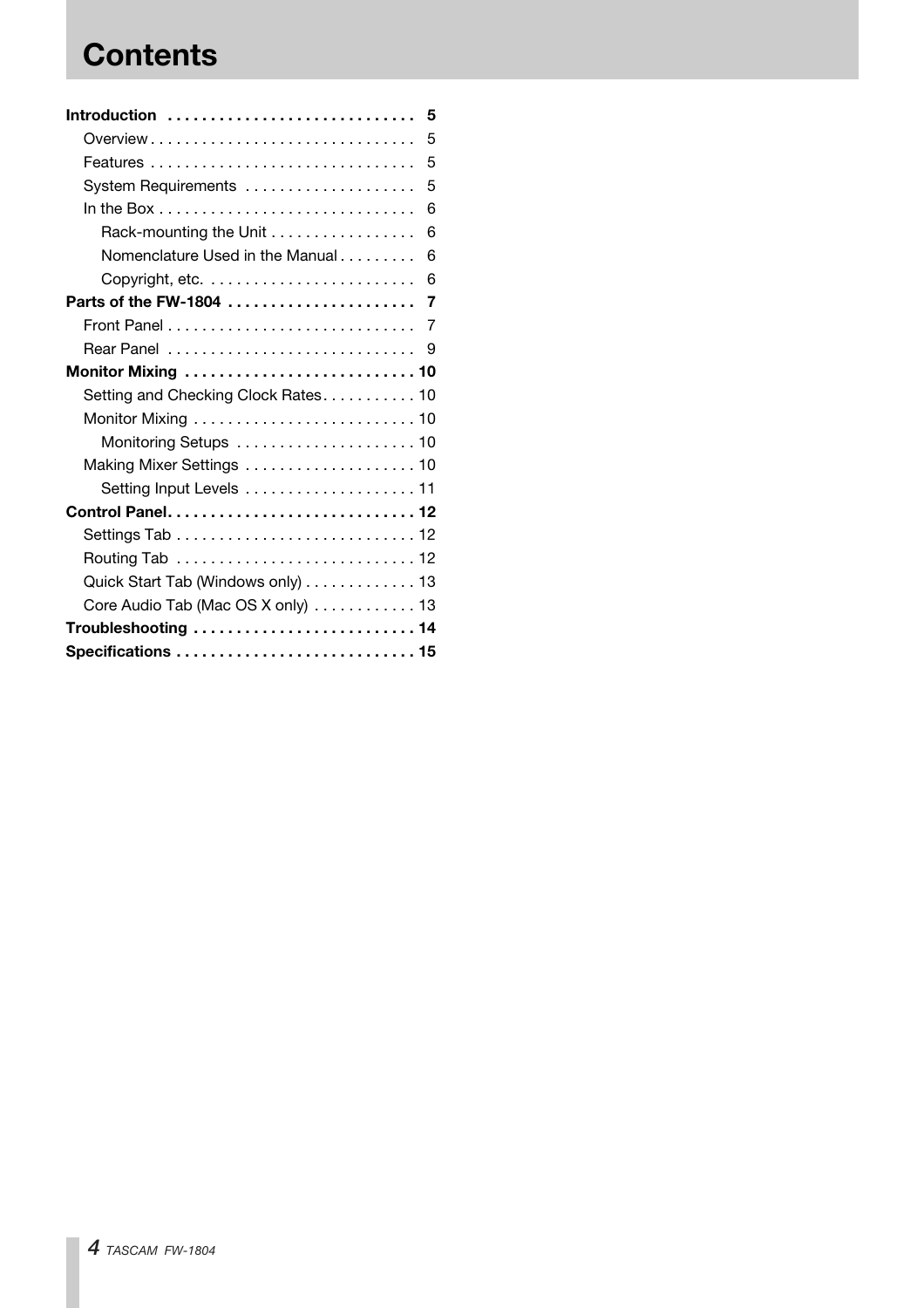# Contents

**Introduction** .............................. **5**
- Overview .............................. 5
- Features .............................. 5
- System Requirements .............................. 5
- In the Box .............................. 6
  - Rack-mounting the Unit .............................. 6
  - Nomenclature Used in the Manual .............................. 6
  - Copyright, etc. .............................. 6

**Parts of the FW-1804** .............................. **7**
- Front Panel .............................. 7
- Rear Panel .............................. 9

**Monitor Mixing** .............................. **10**
- Setting and Checking Clock Rates .............................. 10
- Monitor Mixing .............................. 10
  - Monitoring Setups .............................. 10
- Making Mixer Settings .............................. 10
  - Setting Input Levels .............................. 11

**Control Panel** .............................. **12**
- Settings Tab .............................. 12
- Routing Tab .............................. 12
- Quick Start Tab (Windows only) .............................. 13
- Core Audio Tab (Mac OS X only) .............................. 13

**Troubleshooting** .............................. **14**

**Specifications** .............................. **15**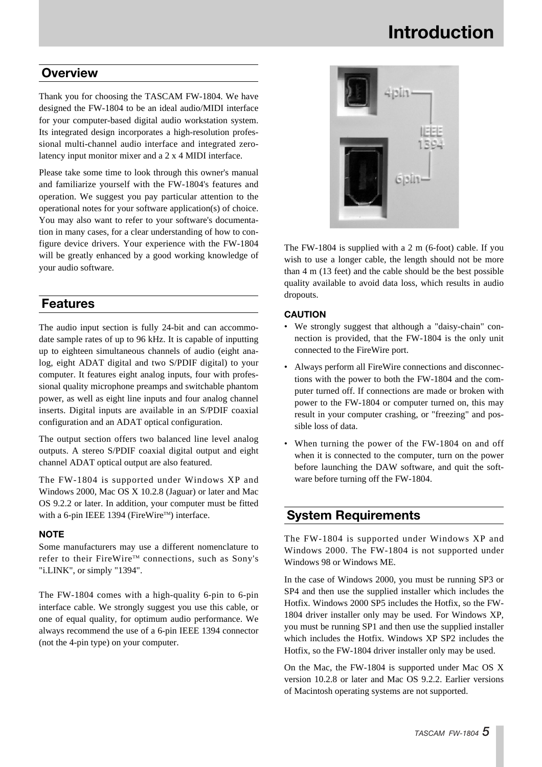# Introduction

## Overview

Thank you for choosing the TASCAM FW-1804. We have designed the FW-1804 to be an ideal audio/MIDI interface for your computer-based digital audio workstation system. Its integrated design incorporates a high-resolution professional multi-channel audio interface and integrated zero-latency input monitor mixer and a 2 x 4 MIDI interface.

Please take some time to look through this owner's manual and familiarize yourself with the FW-1804's features and operation. We suggest you pay particular attention to the operational notes for your software application(s) of choice. You may also want to refer to your software's documentation in many cases, for a clear understanding of how to configure device drivers. Your experience with the FW-1804 will be greatly enhanced by a good working knowledge of your audio software.

## Features

The audio input section is fully 24-bit and can accommodate sample rates of up to 96 kHz. It is capable of inputting up to eighteen simultaneous channels of audio (eight analog, eight ADAT digital and two S/PDIF digital) to your computer. It features eight analog inputs, four with professional quality microphone preamps and switchable phantom power, as well as eight line inputs and four analog channel inserts. Digital inputs are available in an S/PDIF coaxial configuration and an ADAT optical configuration.

The output section offers two balanced line level analog outputs. A stereo S/PDIF coaxial digital output and eight channel ADAT optical output are also featured.

The FW-1804 is supported under Windows XP and Windows 2000, Mac OS X 10.2.8 (Jaguar) or later and Mac OS 9.2.2 or later. In addition, your computer must be fitted with a 6-pin IEEE 1394 (FireWire™) interface.

#### NOTE

Some manufacturers may use a different nomenclature to refer to their FireWire™ connections, such as Sony's "i.LINK", or simply "1394".

The FW-1804 comes with a high-quality 6-pin to 6-pin interface cable. We strongly suggest you use this cable, or one of equal quality, for optimum audio performance. We always recommend the use of a 6-pin IEEE 1394 connector (not the 4-pin type) on your computer.

The FW-1804 is supplied with a 2 m (6-foot) cable. If you wish to use a longer cable, the length should not be more than 4 m (13 feet) and the cable should be the best possible quality available to avoid data loss, which results in audio dropouts.

#### CAUTION

- We strongly suggest that although a "daisy-chain" connection is provided, that the FW-1804 is the only unit connected to the FireWire port.
- Always perform all FireWire connections and disconnections with the power to both the FW-1804 and the computer turned off. If connections are made or broken with power to the FW-1804 or computer turned on, this may result in your computer crashing, or "freezing" and possible loss of data.
- When turning the power of the FW-1804 on and off when it is connected to the computer, turn on the power before launching the DAW software, and quit the software before turning off the FW-1804.

## System Requirements

The FW-1804 is supported under Windows XP and Windows 2000. The FW-1804 is not supported under Windows 98 or Windows ME.

In the case of Windows 2000, you must be running SP3 or SP4 and then use the supplied installer which includes the Hotfix. Windows 2000 SP5 includes the Hotfix, so the FW-1804 driver installer only may be used. For Windows XP, you must be running SP1 and then use the supplied installer which includes the Hotfix. Windows XP SP2 includes the Hotfix, so the FW-1804 driver installer only may be used.

On the Mac, the FW-1804 is supported under Mac OS X version 10.2.8 or later and Mac OS 9.2.2. Earlier versions of Macintosh operating systems are not supported.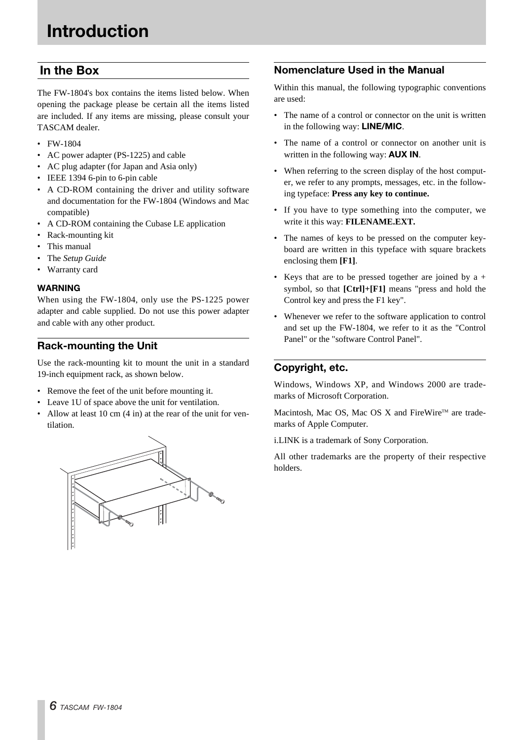# Introduction

## In the Box

The FW-1804's box contains the items listed below. When opening the package please be certain all the items listed are included. If any items are missing, please consult your TASCAM dealer.

- FW-1804
- AC power adapter (PS-1225) and cable
- AC plug adapter (for Japan and Asia only)
- IEEE 1394 6-pin to 6-pin cable
- A CD-ROM containing the driver and utility software and documentation for the FW-1804 (Windows and Mac compatible)
- A CD-ROM containing the Cubase LE application
- Rack-mounting kit
- This manual
- The *Setup Guide*
- Warranty card

#### WARNING

When using the FW-1804, only use the PS-1225 power adapter and cable supplied. Do not use this power adapter and cable with any other product.

### Rack-mounting the Unit

Use the rack-mounting kit to mount the unit in a standard 19-inch equipment rack, as shown below.

- Remove the feet of the unit before mounting it.
- Leave 1U of space above the unit for ventilation.
- Allow at least 10 cm (4 in) at the rear of the unit for ventilation.

### Nomenclature Used in the Manual

Within this manual, the following typographic conventions are used:

- The name of a control or connector on the unit is written in the following way: **LINE/MIC**.
- The name of a control or connector on another unit is written in the following way: **AUX IN**.
- When referring to the screen display of the host computer, we refer to any prompts, messages, etc. in the following typeface: **Press any key to continue.**
- If you have to type something into the computer, we write it this way: **FILENAME.EXT.**
- The names of keys to be pressed on the computer keyboard are written in this typeface with square brackets enclosing them **[F1]**.
- Keys that are to be pressed together are joined by a + symbol, so that **[Ctrl]+[F1]** means "press and hold the Control key and press the F1 key".
- Whenever we refer to the software application to control and set up the FW-1804, we refer to it as the "Control Panel" or the "software Control Panel".

### Copyright, etc.

Windows, Windows XP, and Windows 2000 are trademarks of Microsoft Corporation.

Macintosh, Mac OS, Mac OS X and FireWire™ are trademarks of Apple Computer.

i.LINK is a trademark of Sony Corporation.

All other trademarks are the property of their respective holders.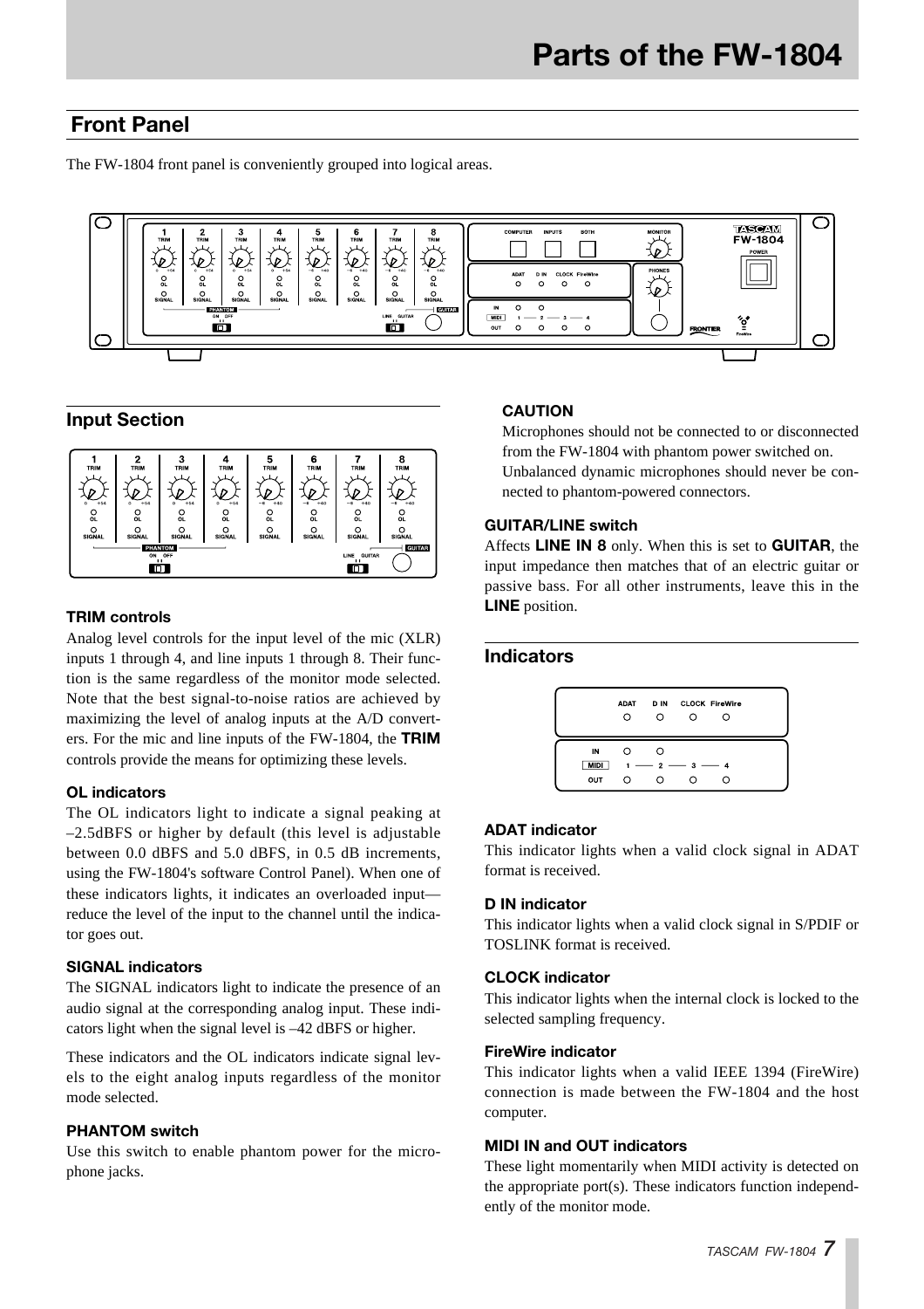# Parts of the FW-1804

## Front Panel

The FW-1804 front panel is conveniently grouped into logical areas.

### Input Section

#### TRIM controls

Analog level controls for the input level of the mic (XLR) inputs 1 through 4, and line inputs 1 through 8. Their function is the same regardless of the monitor mode selected. Note that the best signal-to-noise ratios are achieved by maximizing the level of analog inputs at the A/D converters. For the mic and line inputs of the FW-1804, the **TRIM** controls provide the means for optimizing these levels.

#### OL indicators

The OL indicators light to indicate a signal peaking at –2.5dBFS or higher by default (this level is adjustable between 0.0 dBFS and 5.0 dBFS, in 0.5 dB increments, using the FW-1804's software Control Panel). When one of these indicators lights, it indicates an overloaded input—reduce the level of the input to the channel until the indicator goes out.

#### SIGNAL indicators

The SIGNAL indicators light to indicate the presence of an audio signal at the corresponding analog input. These indicators light when the signal level is –42 dBFS or higher.

These indicators and the OL indicators indicate signal levels to the eight analog inputs regardless of the monitor mode selected.

#### PHANTOM switch

Use this switch to enable phantom power for the microphone jacks.

#### CAUTION

Microphones should not be connected to or disconnected from the FW-1804 with phantom power switched on.

Unbalanced dynamic microphones should never be connected to phantom-powered connectors.

#### GUITAR/LINE switch

Affects **LINE IN 8** only. When this is set to **GUITAR**, the input impedance then matches that of an electric guitar or passive bass. For all other instruments, leave this in the **LINE** position.

### Indicators

#### ADAT indicator

This indicator lights when a valid clock signal in ADAT format is received.

#### D IN indicator

This indicator lights when a valid clock signal in S/PDIF or TOSLINK format is received.

#### CLOCK indicator

This indicator lights when the internal clock is locked to the selected sampling frequency.

#### FireWire indicator

This indicator lights when a valid IEEE 1394 (FireWire) connection is made between the FW-1804 and the host computer.

#### MIDI IN and OUT indicators

These light momentarily when MIDI activity is detected on the appropriate port(s). These indicators function independently of the monitor mode.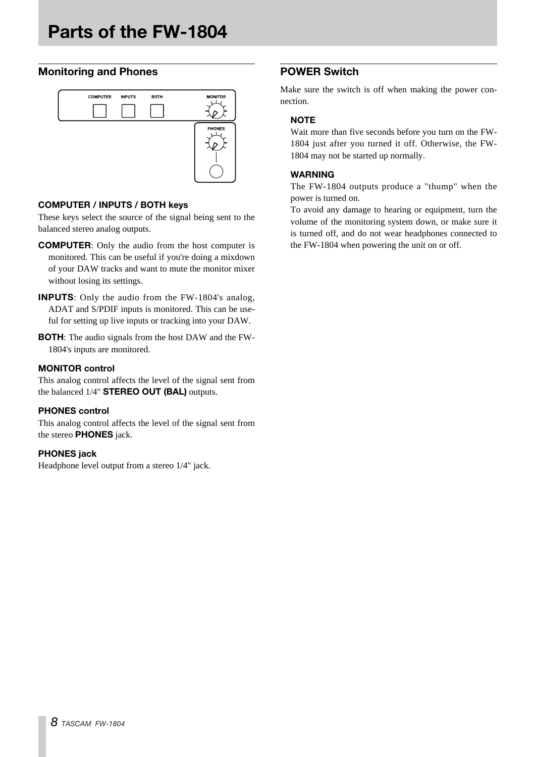# Parts of the FW-1804

## Monitoring and Phones

### COMPUTER / INPUTS / BOTH keys

These keys select the source of the signal being sent to the balanced stereo analog outputs.

**COMPUTER**: Only the audio from the host computer is monitored. This can be useful if you're doing a mixdown of your DAW tracks and want to mute the monitor mixer without losing its settings.

**INPUTS**: Only the audio from the FW-1804's analog, ADAT and S/PDIF inputs is monitored. This can be useful for setting up live inputs or tracking into your DAW.

**BOTH**: The audio signals from the host DAW and the FW-1804's inputs are monitored.

### MONITOR control

This analog control affects the level of the signal sent from the balanced 1/4" **STEREO OUT (BAL)** outputs.

### PHONES control

This analog control affects the level of the signal sent from the stereo **PHONES** jack.

### PHONES jack

Headphone level output from a stereo 1/4" jack.

## POWER Switch

Make sure the switch is off when making the power connection.

### NOTE

Wait more than five seconds before you turn on the FW-1804 just after you turned it off. Otherwise, the FW-1804 may not be started up normally.

### WARNING

The FW-1804 outputs produce a "thump" when the power is turned on.

To avoid any damage to hearing or equipment, turn the volume of the monitoring system down, or make sure it is turned off, and do not wear headphones connected to the FW-1804 when powering the unit on or off.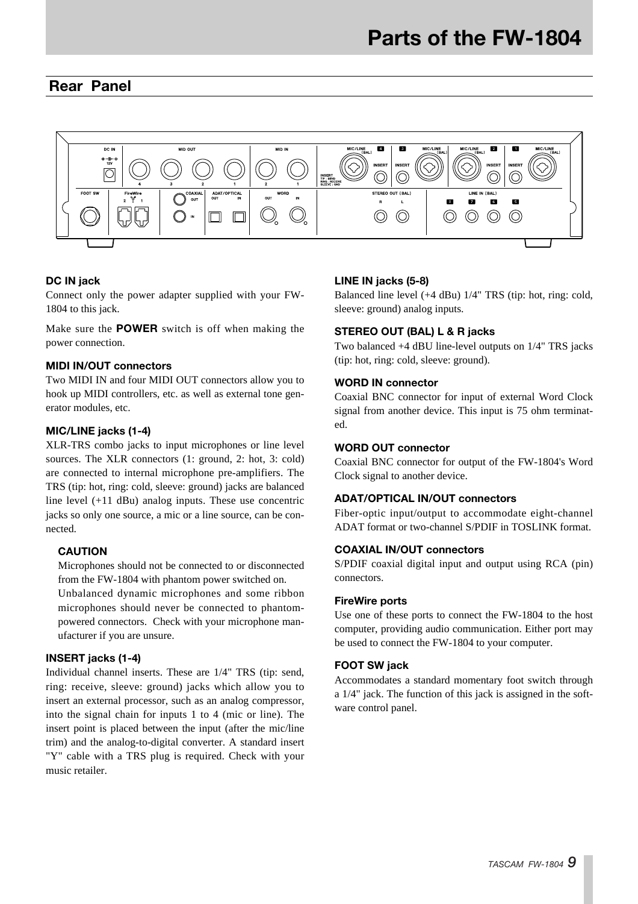# Parts of the FW-1804

## Rear Panel

### DC IN jack

Connect only the power adapter supplied with your FW-1804 to this jack.

Make sure the **POWER** switch is off when making the power connection.

### MIDI IN/OUT connectors

Two MIDI IN and four MIDI OUT connectors allow you to hook up MIDI controllers, etc. as well as external tone generator modules, etc.

### MIC/LINE jacks (1-4)

XLR-TRS combo jacks to input microphones or line level sources. The XLR connectors (1: ground, 2: hot, 3: cold) are connected to internal microphone pre-amplifiers. The TRS (tip: hot, ring: cold, sleeve: ground) jacks are balanced line level (+11 dBu) analog inputs. These use concentric jacks so only one source, a mic or a line source, can be connected.

#### CAUTION

Microphones should not be connected to or disconnected from the FW-1804 with phantom power switched on.

Unbalanced dynamic microphones and some ribbon microphones should never be connected to phantom-powered connectors. Check with your microphone manufacturer if you are unsure.

### INSERT jacks (1-4)

Individual channel inserts. These are 1/4" TRS (tip: send, ring: receive, sleeve: ground) jacks which allow you to insert an external processor, such as an analog compressor, into the signal chain for inputs 1 to 4 (mic or line). The insert point is placed between the input (after the mic/line trim) and the analog-to-digital converter. A standard insert "Y" cable with a TRS plug is required. Check with your music retailer.

### LINE IN jacks (5-8)

Balanced line level (+4 dBu) 1/4" TRS (tip: hot, ring: cold, sleeve: ground) analog inputs.

### STEREO OUT (BAL) L & R jacks

Two balanced +4 dBU line-level outputs on 1/4" TRS jacks (tip: hot, ring: cold, sleeve: ground).

### WORD IN connector

Coaxial BNC connector for input of external Word Clock signal from another device. This input is 75 ohm terminated.

### WORD OUT connector

Coaxial BNC connector for output of the FW-1804's Word Clock signal to another device.

### ADAT/OPTICAL IN/OUT connectors

Fiber-optic input/output to accommodate eight-channel ADAT format or two-channel S/PDIF in TOSLINK format.

### COAXIAL IN/OUT connectors

S/PDIF coaxial digital input and output using RCA (pin) connectors.

### FireWire ports

Use one of these ports to connect the FW-1804 to the host computer, providing audio communication. Either port may be used to connect the FW-1804 to your computer.

### FOOT SW jack

Accommodates a standard momentary foot switch through a 1/4" jack. The function of this jack is assigned in the software control panel.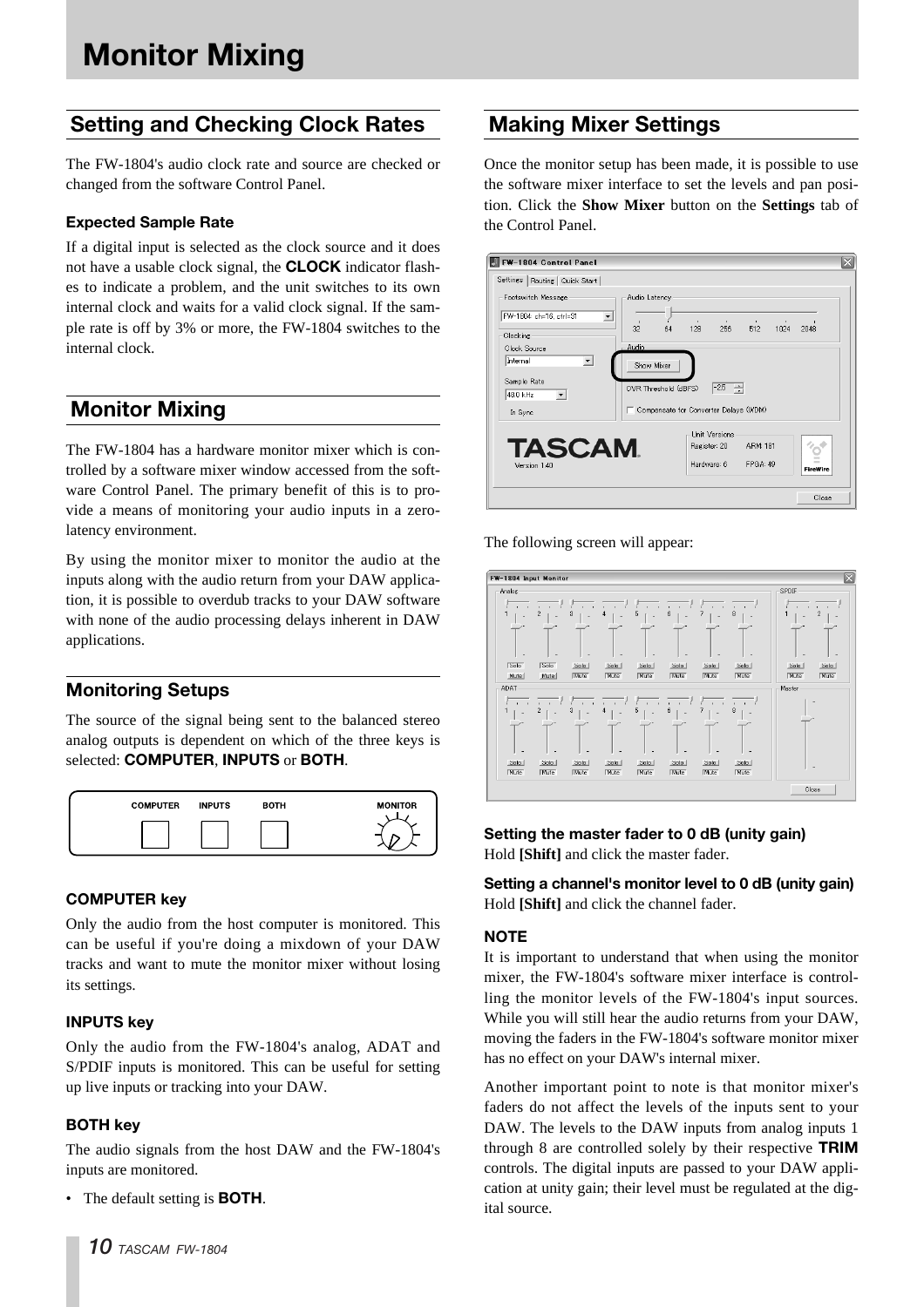# Monitor Mixing

## Setting and Checking Clock Rates

The FW-1804's audio clock rate and source are checked or changed from the software Control Panel.

### Expected Sample Rate

If a digital input is selected as the clock source and it does not have a usable clock signal, the **CLOCK** indicator flashes to indicate a problem, and the unit switches to its own internal clock and waits for a valid clock signal. If the sample rate is off by 3% or more, the FW-1804 switches to the internal clock.

## Monitor Mixing

The FW-1804 has a hardware monitor mixer which is controlled by a software mixer window accessed from the software Control Panel. The primary benefit of this is to provide a means of monitoring your audio inputs in a zero-latency environment.

By using the monitor mixer to monitor the audio at the inputs along with the audio return from your DAW application, it is possible to overdub tracks to your DAW software with none of the audio processing delays inherent in DAW applications.

### Monitoring Setups

The source of the signal being sent to the balanced stereo analog outputs is dependent on which of the three keys is selected: **COMPUTER**, **INPUTS** or **BOTH**.

#### COMPUTER key

Only the audio from the host computer is monitored. This can be useful if you're doing a mixdown of your DAW tracks and want to mute the monitor mixer without losing its settings.

#### INPUTS key

Only the audio from the FW-1804's analog, ADAT and S/PDIF inputs is monitored. This can be useful for setting up live inputs or tracking into your DAW.

#### BOTH key

The audio signals from the host DAW and the FW-1804's inputs are monitored.

- The default setting is **BOTH**.

## Making Mixer Settings

Once the monitor setup has been made, it is possible to use the software mixer interface to set the levels and pan position. Click the **Show Mixer** button on the **Settings** tab of the Control Panel.

The following screen will appear:

#### Setting the master fader to 0 dB (unity gain)

Hold **[Shift]** and click the master fader.

#### Setting a channel's monitor level to 0 dB (unity gain)

Hold **[Shift]** and click the channel fader.

#### NOTE

It is important to understand that when using the monitor mixer, the FW-1804's software mixer interface is controlling the monitor levels of the FW-1804's input sources. While you will still hear the audio returns from your DAW, moving the faders in the FW-1804's software monitor mixer has no effect on your DAW's internal mixer.

Another important point to note is that monitor mixer's faders do not affect the levels of the inputs sent to your DAW. The levels to the DAW inputs from analog inputs 1 through 8 are controlled solely by their respective **TRIM** controls. The digital inputs are passed to your DAW application at unity gain; their level must be regulated at the digital source.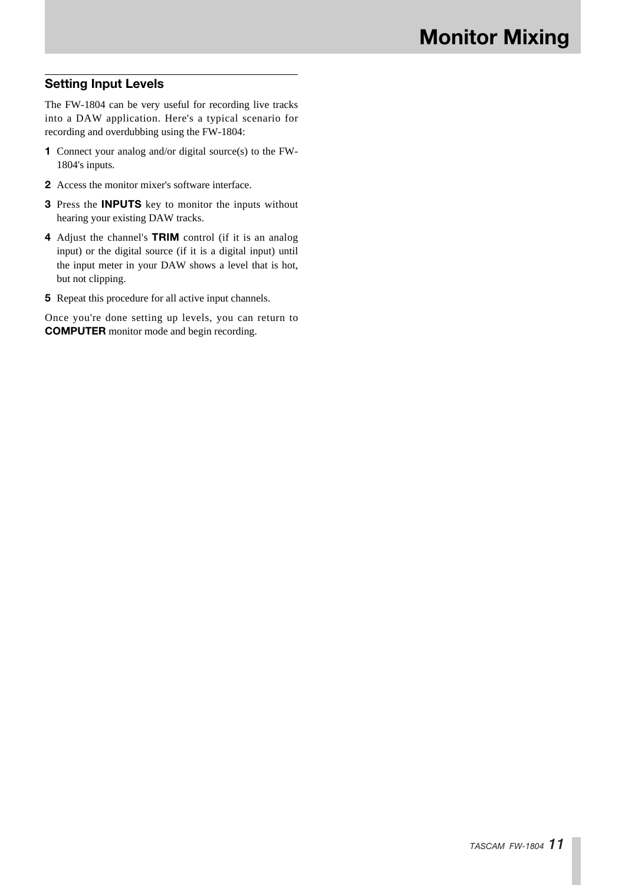# Monitor Mixing

## Setting Input Levels

The FW-1804 can be very useful for recording live tracks into a DAW application. Here's a typical scenario for recording and overdubbing using the FW-1804:

1. Connect your analog and/or digital source(s) to the FW-1804's inputs.
2. Access the monitor mixer's software interface.
3. Press the **INPUTS** key to monitor the inputs without hearing your existing DAW tracks.
4. Adjust the channel's **TRIM** control (if it is an analog input) or the digital source (if it is a digital input) until the input meter in your DAW shows a level that is hot, but not clipping.
5. Repeat this procedure for all active input channels.

Once you're done setting up levels, you can return to **COMPUTER** monitor mode and begin recording.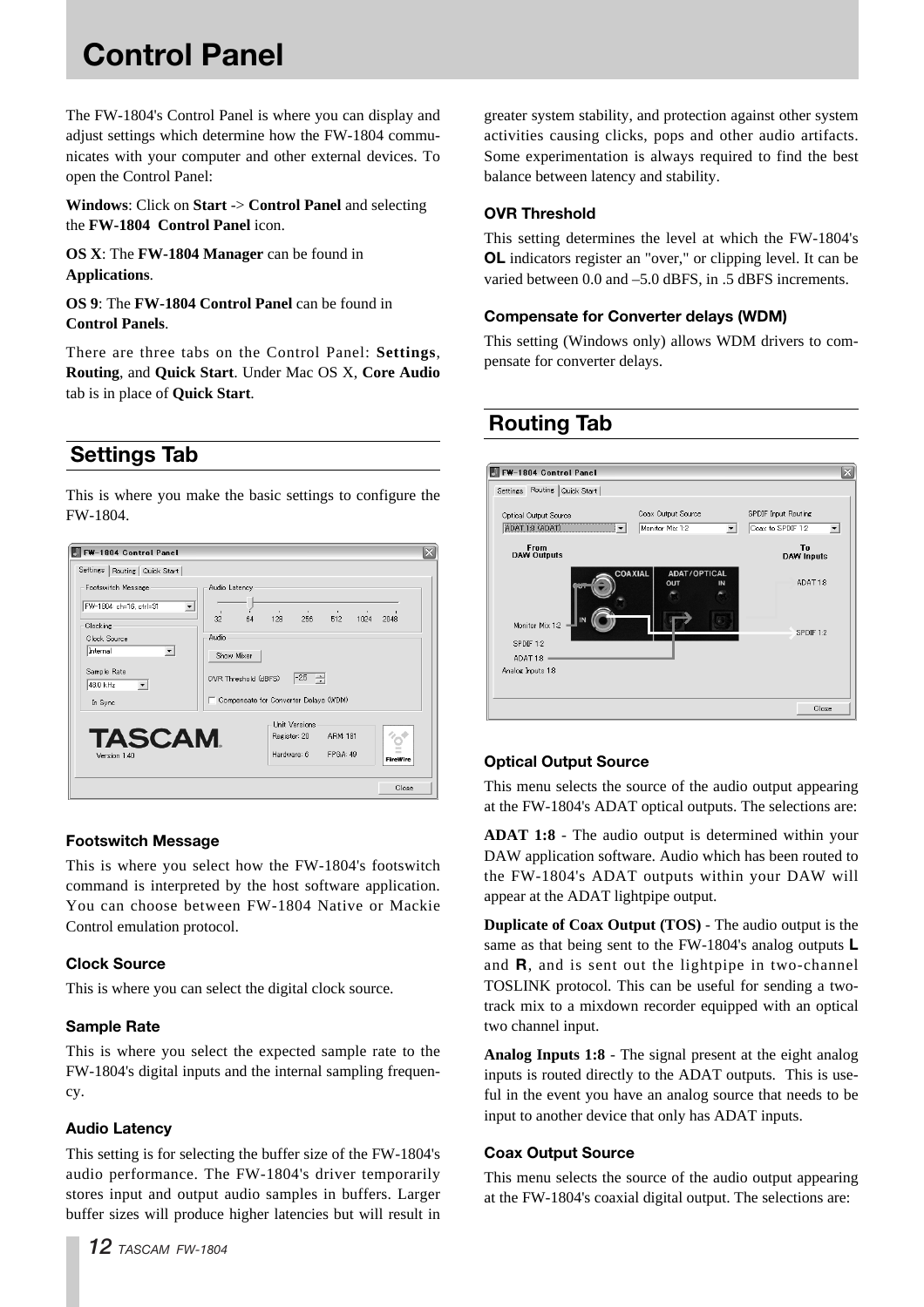# Control Panel

The FW-1804's Control Panel is where you can display and adjust settings which determine how the FW-1804 communicates with your computer and other external devices. To open the Control Panel:

**Windows**: Click on **Start** -> **Control Panel** and selecting the **FW-1804 Control Panel** icon.

**OS X**: The **FW-1804 Manager** can be found in **Applications**.

**OS 9**: The **FW-1804 Control Panel** can be found in **Control Panels**.

There are three tabs on the Control Panel: **Settings**, **Routing**, and **Quick Start**. Under Mac OS X, **Core Audio** tab is in place of **Quick Start**.

## Settings Tab

This is where you make the basic settings to configure the FW-1804.

### Footswitch Message

This is where you select how the FW-1804's footswitch command is interpreted by the host software application. You can choose between FW-1804 Native or Mackie Control emulation protocol.

### Clock Source

This is where you can select the digital clock source.

### Sample Rate

This is where you select the expected sample rate to the FW-1804's digital inputs and the internal sampling frequency.

### Audio Latency

This setting is for selecting the buffer size of the FW-1804's audio performance. The FW-1804's driver temporarily stores input and output audio samples in buffers. Larger buffer sizes will produce higher latencies but will result in greater system stability, and protection against other system activities causing clicks, pops and other audio artifacts. Some experimentation is always required to find the best balance between latency and stability.

### OVR Threshold

This setting determines the level at which the FW-1804's **OL** indicators register an "over," or clipping level. It can be varied between 0.0 and –5.0 dBFS, in .5 dBFS increments.

### Compensate for Converter delays (WDM)

This setting (Windows only) allows WDM drivers to compensate for converter delays.

## Routing Tab

### Optical Output Source

This menu selects the source of the audio output appearing at the FW-1804's ADAT optical outputs. The selections are:

**ADAT 1:8** - The audio output is determined within your DAW application software. Audio which has been routed to the FW-1804's ADAT outputs within your DAW will appear at the ADAT lightpipe output.

**Duplicate of Coax Output (TOS)** - The audio output is the same as that being sent to the FW-1804's analog outputs **L** and **R**, and is sent out the lightpipe in two-channel TOSLINK protocol. This can be useful for sending a two-track mix to a mixdown recorder equipped with an optical two channel input.

**Analog Inputs 1:8** - The signal present at the eight analog inputs is routed directly to the ADAT outputs. This is useful in the event you have an analog source that needs to be input to another device that only has ADAT inputs.

### Coax Output Source

This menu selects the source of the audio output appearing at the FW-1804's coaxial digital output. The selections are: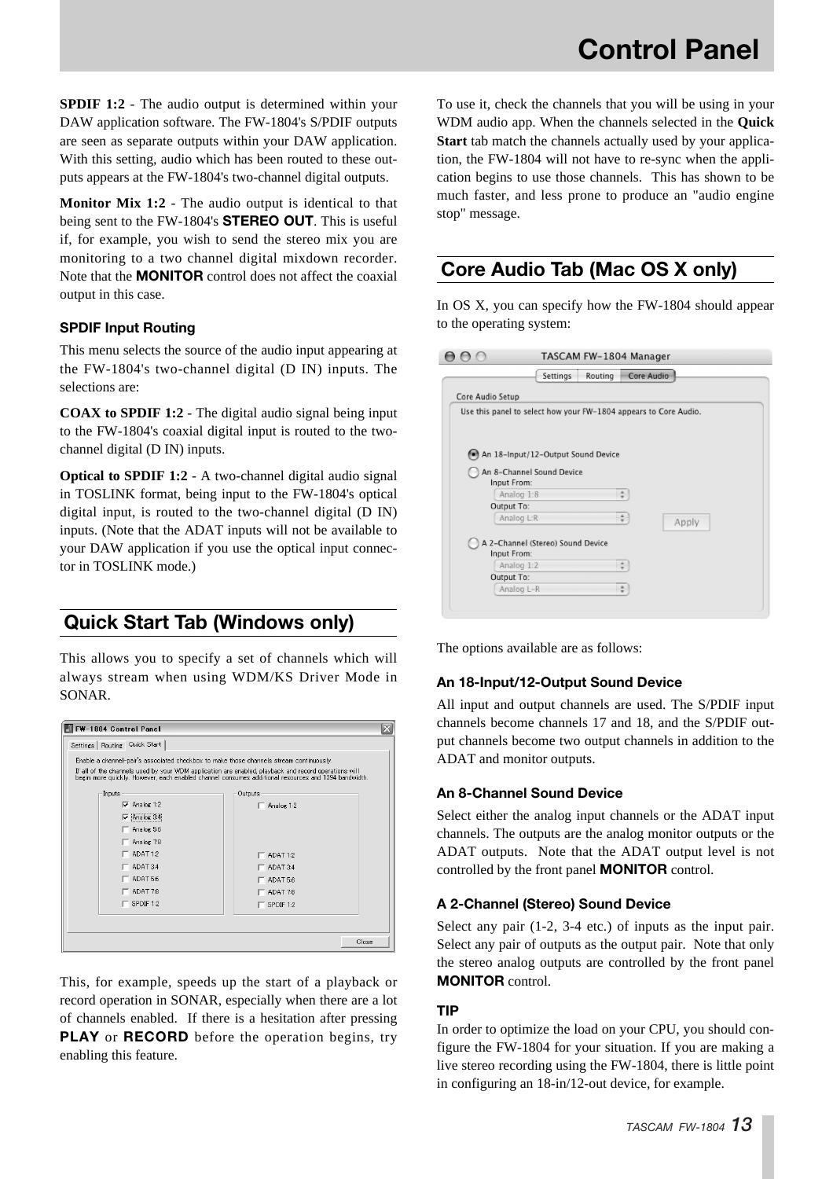**SPDIF 1:2** - The audio output is determined within your DAW application software. The FW-1804's S/PDIF outputs are seen as separate outputs within your DAW application. With this setting, audio which has been routed to these outputs appears at the FW-1804's two-channel digital outputs.

**Monitor Mix 1:2** - The audio output is identical to that being sent to the FW-1804's **STEREO OUT**. This is useful if, for example, you wish to send the stereo mix you are monitoring to a two channel digital mixdown recorder. Note that the **MONITOR** control does not affect the coaxial output in this case.

### SPDIF Input Routing

This menu selects the source of the audio input appearing at the FW-1804's two-channel digital (D IN) inputs. The selections are:

**COAX to SPDIF 1:2** - The digital audio signal being input to the FW-1804's coaxial digital input is routed to the two-channel digital (D IN) inputs.

**Optical to SPDIF 1:2** - A two-channel digital audio signal in TOSLINK format, being input to the FW-1804's optical digital input, is routed to the two-channel digital (D IN) inputs. (Note that the ADAT inputs will not be available to your DAW application if you use the optical input connector in TOSLINK mode.)

## Quick Start Tab (Windows only)

This allows you to specify a set of channels which will always stream when using WDM/KS Driver Mode in SONAR.

This, for example, speeds up the start of a playback or record operation in SONAR, especially when there are a lot of channels enabled. If there is a hesitation after pressing **PLAY** or **RECORD** before the operation begins, try enabling this feature.

To use it, check the channels that you will be using in your WDM audio app. When the channels selected in the **Quick Start** tab match the channels actually used by your application, the FW-1804 will not have to re-sync when the application begins to use those channels. This has shown to be much faster, and less prone to produce an "audio engine stop" message.

## Core Audio Tab (Mac OS X only)

In OS X, you can specify how the FW-1804 should appear to the operating system:

The options available are as follows:

### An 18-Input/12-Output Sound Device

All input and output channels are used. The S/PDIF input channels become channels 17 and 18, and the S/PDIF output channels become two output channels in addition to the ADAT and monitor outputs.

### An 8-Channel Sound Device

Select either the analog input channels or the ADAT input channels. The outputs are the analog monitor outputs or the ADAT outputs. Note that the ADAT output level is not controlled by the front panel **MONITOR** control.

### A 2-Channel (Stereo) Sound Device

Select any pair (1-2, 3-4 etc.) of inputs as the input pair. Select any pair of outputs as the output pair. Note that only the stereo analog outputs are controlled by the front panel **MONITOR** control.

### TIP

In order to optimize the load on your CPU, you should configure the FW-1804 for your situation. If you are making a live stereo recording using the FW-1804, there is little point in configuring an 18-in/12-out device, for example.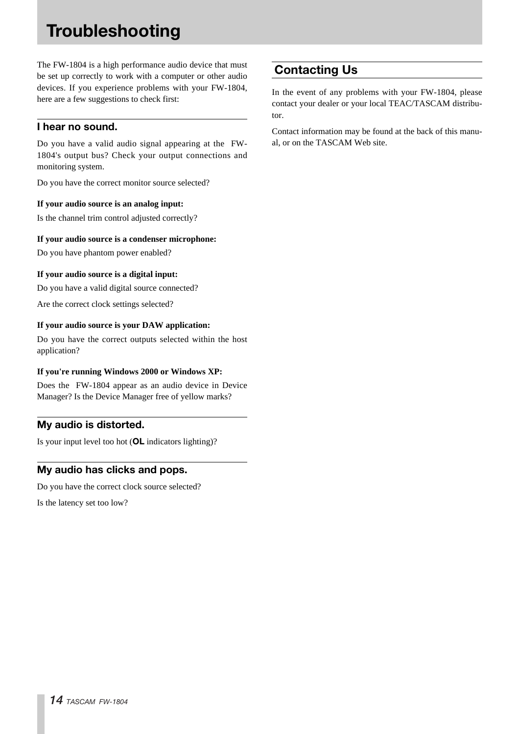# Troubleshooting

The FW-1804 is a high performance audio device that must be set up correctly to work with a computer or other audio devices. If you experience problems with your FW-1804, here are a few suggestions to check first:

## I hear no sound.

Do you have a valid audio signal appearing at the FW-1804's output bus? Check your output connections and monitoring system.

Do you have the correct monitor source selected?

**If your audio source is an analog input:**

Is the channel trim control adjusted correctly?

**If your audio source is a condenser microphone:**

Do you have phantom power enabled?

**If your audio source is a digital input:**

Do you have a valid digital source connected?

Are the correct clock settings selected?

**If your audio source is your DAW application:**

Do you have the correct outputs selected within the host application?

**If you're running Windows 2000 or Windows XP:**

Does the FW-1804 appear as an audio device in Device Manager? Is the Device Manager free of yellow marks?

## My audio is distorted.

Is your input level too hot (**OL** indicators lighting)?

## My audio has clicks and pops.

Do you have the correct clock source selected?

Is the latency set too low?

## Contacting Us

In the event of any problems with your FW-1804, please contact your dealer or your local TEAC/TASCAM distributor.

Contact information may be found at the back of this manual, or on the TASCAM Web site.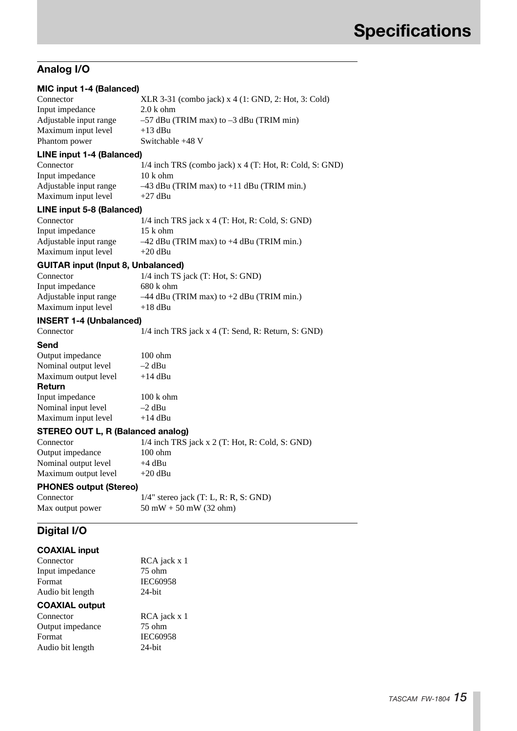# Specifications

## Analog I/O

### MIC input 1-4 (Balanced)

| | |
|---|---|
| Connector | XLR 3-31 (combo jack) x 4 (1: GND, 2: Hot, 3: Cold) |
| Input impedance | 2.0 k ohm |
| Adjustable input range | –57 dBu (TRIM max) to –3 dBu (TRIM min) |
| Maximum input level | +13 dBu |
| Phantom power | Switchable +48 V |

### LINE input 1-4 (Balanced)

| | |
|---|---|
| Connector | 1/4 inch TRS (combo jack) x 4 (T: Hot, R: Cold, S: GND) |
| Input impedance | 10 k ohm |
| Adjustable input range | –43 dBu (TRIM max) to +11 dBu (TRIM min.) |
| Maximum input level | +27 dBu |

### LINE input 5-8 (Balanced)

| | |
|---|---|
| Connector | 1/4 inch TRS jack x 4 (T: Hot, R: Cold, S: GND) |
| Input impedance | 15 k ohm |
| Adjustable input range | –42 dBu (TRIM max) to +4 dBu (TRIM min.) |
| Maximum input level | +20 dBu |

### GUITAR input (Input 8, Unbalanced)

| | |
|---|---|
| Connector | 1/4 inch TS jack (T: Hot, S: GND) |
| Input impedance | 680 k ohm |
| Adjustable input range | –44 dBu (TRIM max) to +2 dBu (TRIM min.) |
| Maximum input level | +18 dBu |

### INSERT 1-4 (Unbalanced)

| | |
|---|---|
| Connector | 1/4 inch TRS jack x 4 (T: Send, R: Return, S: GND) |

### Send

| | |
|---|---|
| Output impedance | 100 ohm |
| Nominal output level | –2 dBu |
| Maximum output level | +14 dBu |

### Return

| | |
|---|---|
| Input impedance | 100 k ohm |
| Nominal input level | –2 dBu |
| Maximum input level | +14 dBu |

### STEREO OUT L, R (Balanced analog)

| | |
|---|---|
| Connector | 1/4 inch TRS jack x 2 (T: Hot, R: Cold, S: GND) |
| Output impedance | 100 ohm |
| Nominal output level | +4 dBu |
| Maximum output level | +20 dBu |

### PHONES output (Stereo)

| | |
|---|---|
| Connector | 1/4" stereo jack (T: L, R: R, S: GND) |
| Max output power | 50 mW + 50 mW (32 ohm) |

## Digital I/O

### COAXIAL input

| | |
|---|---|
| Connector | RCA jack x 1 |
| Input impedance | 75 ohm |
| Format | IEC60958 |
| Audio bit length | 24-bit |

### COAXIAL output

| | |
|---|---|
| Connector | RCA jack x 1 |
| Output impedance | 75 ohm |
| Format | IEC60958 |
| Audio bit length | 24-bit |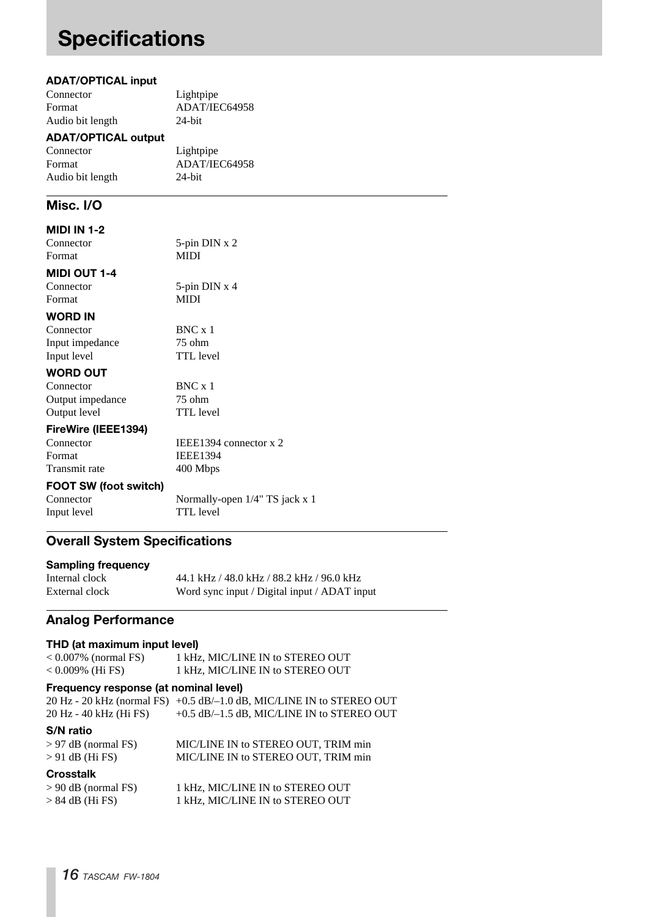# Specifications

#### ADAT/OPTICAL input

| | |
|---|---|
| Connector | Lightpipe |
| Format | ADAT/IEC64958 |
| Audio bit length | 24-bit |

#### ADAT/OPTICAL output

| | |
|---|---|
| Connector | Lightpipe |
| Format | ADAT/IEC64958 |
| Audio bit length | 24-bit |

## Misc. I/O

#### MIDI IN 1-2

| | |
|---|---|
| Connector | 5-pin DIN x 2 |
| Format | MIDI |

#### MIDI OUT 1-4

| | |
|---|---|
| Connector | 5-pin DIN x 4 |
| Format | MIDI |

#### WORD IN

| | |
|---|---|
| Connector | BNC x 1 |
| Input impedance | 75 ohm |
| Input level | TTL level |

#### WORD OUT

| | |
|---|---|
| Connector | BNC x 1 |
| Output impedance | 75 ohm |
| Output level | TTL level |

#### FireWire (IEEE1394)

| | |
|---|---|
| Connector | IEEE1394 connector x 2 |
| Format | IEEE1394 |
| Transmit rate | 400 Mbps |

#### FOOT SW (foot switch)

| | |
|---|---|
| Connector | Normally-open 1/4" TS jack x 1 |
| Input level | TTL level |

## Overall System Specifications

#### Sampling frequency

| | |
|---|---|
| Internal clock | 44.1 kHz / 48.0 kHz / 88.2 kHz / 96.0 kHz |
| External clock | Word sync input / Digital input / ADAT input |

## Analog Performance

#### THD (at maximum input level)

| | |
|---|---|
| < 0.007% (normal FS) | 1 kHz, MIC/LINE IN to STEREO OUT |
| < 0.009% (Hi FS) | 1 kHz, MIC/LINE IN to STEREO OUT |

#### Frequency response (at nominal level)

| | |
|---|---|
| 20 Hz - 20 kHz (normal FS) | +0.5 dB/–1.0 dB, MIC/LINE IN to STEREO OUT |
| 20 Hz - 40 kHz (Hi FS) | +0.5 dB/–1.5 dB, MIC/LINE IN to STEREO OUT |

#### S/N ratio

| | |
|---|---|
| > 97 dB (normal FS) | MIC/LINE IN to STEREO OUT, TRIM min |
| > 91 dB (Hi FS) | MIC/LINE IN to STEREO OUT, TRIM min |

#### Crosstalk

| | |
|---|---|
| > 90 dB (normal FS) | 1 kHz, MIC/LINE IN to STEREO OUT |
| > 84 dB (Hi FS) | 1 kHz, MIC/LINE IN to STEREO OUT |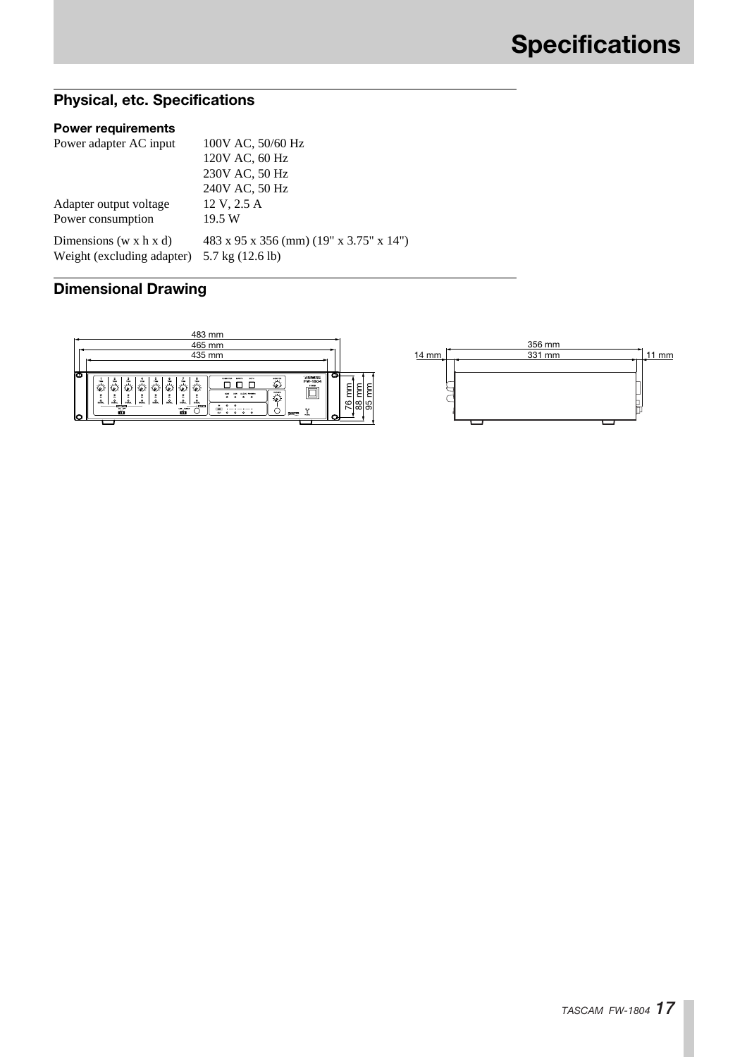# Specifications

## Physical, etc. Specifications

### Power requirements

| | |
|---|---|
| Power adapter AC input | 100V AC, 50/60 Hz |
| | 120V AC, 60 Hz |
| | 230V AC, 50 Hz |
| | 240V AC, 50 Hz |
| Adapter output voltage | 12 V, 2.5 A |
| Power consumption | 19.5 W |
| Dimensions (w x h x d) | 483 x 95 x 356 (mm) (19" x 3.75" x 14") |
| Weight (excluding adapter) | 5.7 kg (12.6 lb) |

## Dimensional Drawing

483 mm
465 mm
435 mm
76 mm
88 mm
95 mm

356 mm
14 mm
331 mm
11 mm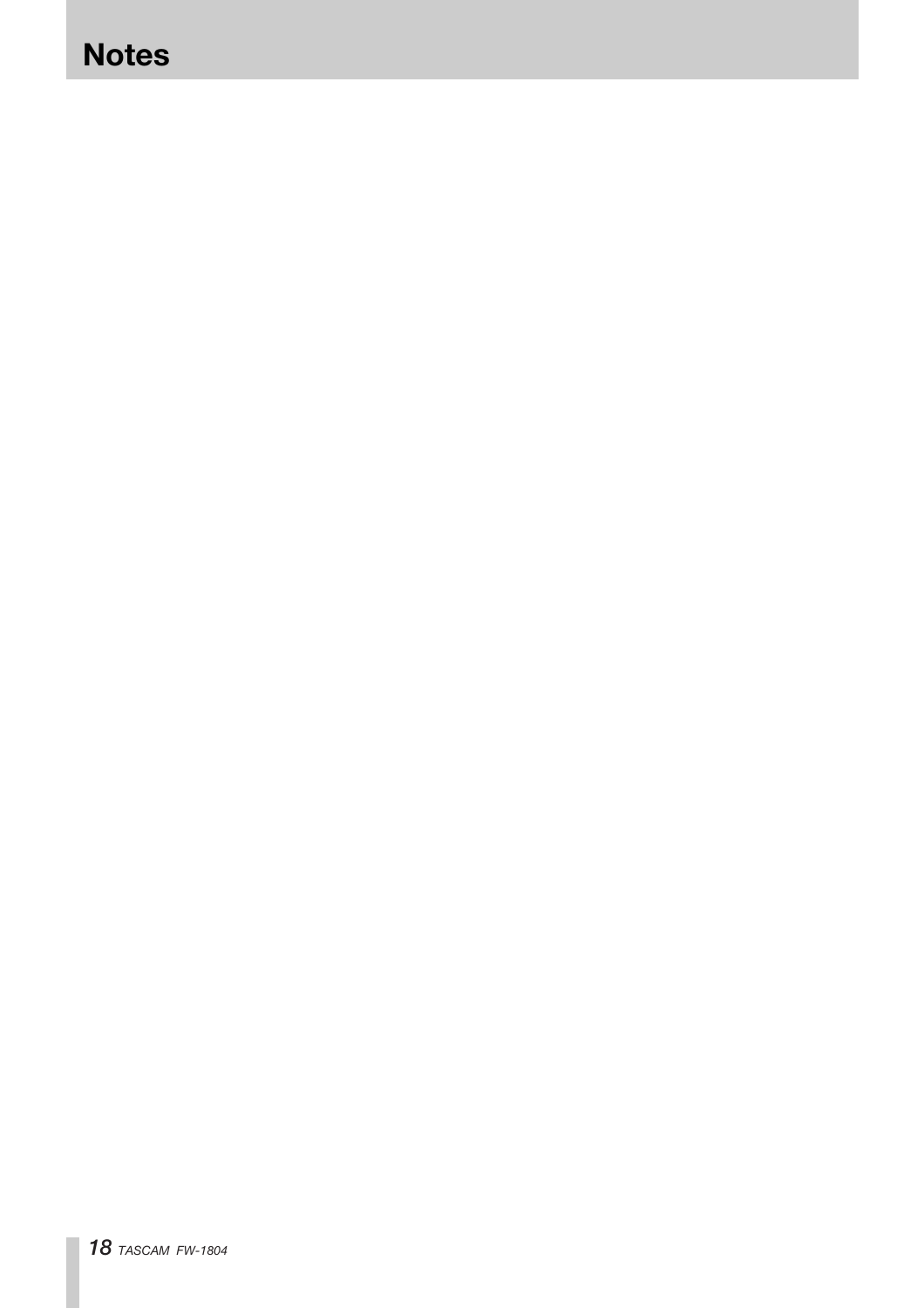# Notes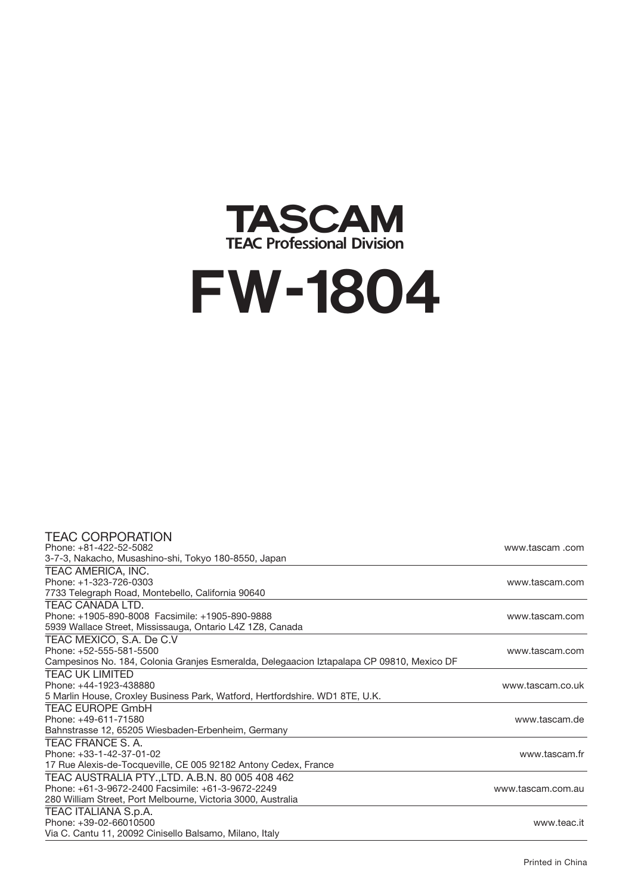# TASCAM

**TEAC Professional Division**

# FW-1804

TEAC CORPORATION
Phone: +81-422-52-5082
3-7-3, Nakacho, Musashino-shi, Tokyo 180-8550, Japan
www.tascam .com

TEAC AMERICA, INC.
Phone: +1-323-726-0303
7733 Telegraph Road, Montebello, California 90640
www.tascam.com

TEAC CANADA LTD.
Phone: +1905-890-8008 Facsimile: +1905-890-9888
5939 Wallace Street, Mississauga, Ontario L4Z 1Z8, Canada
www.tascam.com

TEAC MEXICO, S.A. De C.V
Phone: +52-555-581-5500
Campesinos No. 184, Colonia Granjes Esmeralda, Delegaacion Iztapalapa CP 09810, Mexico DF
www.tascam.com

TEAC UK LIMITED
Phone: +44-1923-438880
5 Marlin House, Croxley Business Park, Watford, Hertfordshire. WD1 8TE, U.K.
www.tascam.co.uk

TEAC EUROPE GmbH
Phone: +49-611-71580
Bahnstrasse 12, 65205 Wiesbaden-Erbenheim, Germany
www.tascam.de

TEAC FRANCE S. A.
Phone: +33-1-42-37-01-02
17 Rue Alexis-de-Tocqueville, CE 005 92182 Antony Cedex, France
www.tascam.fr

TEAC AUSTRALIA PTY.,LTD. A.B.N. 80 005 408 462
Phone: +61-3-9672-2400 Facsimile: +61-3-9672-2249
280 William Street, Port Melbourne, Victoria 3000, Australia
www.tascam.com.au

TEAC ITALIANA S.p.A.
Phone: +39-02-66010500
Via C. Cantu 11, 20092 Cinisello Balsamo, Milano, Italy
www.teac.it

Printed in China